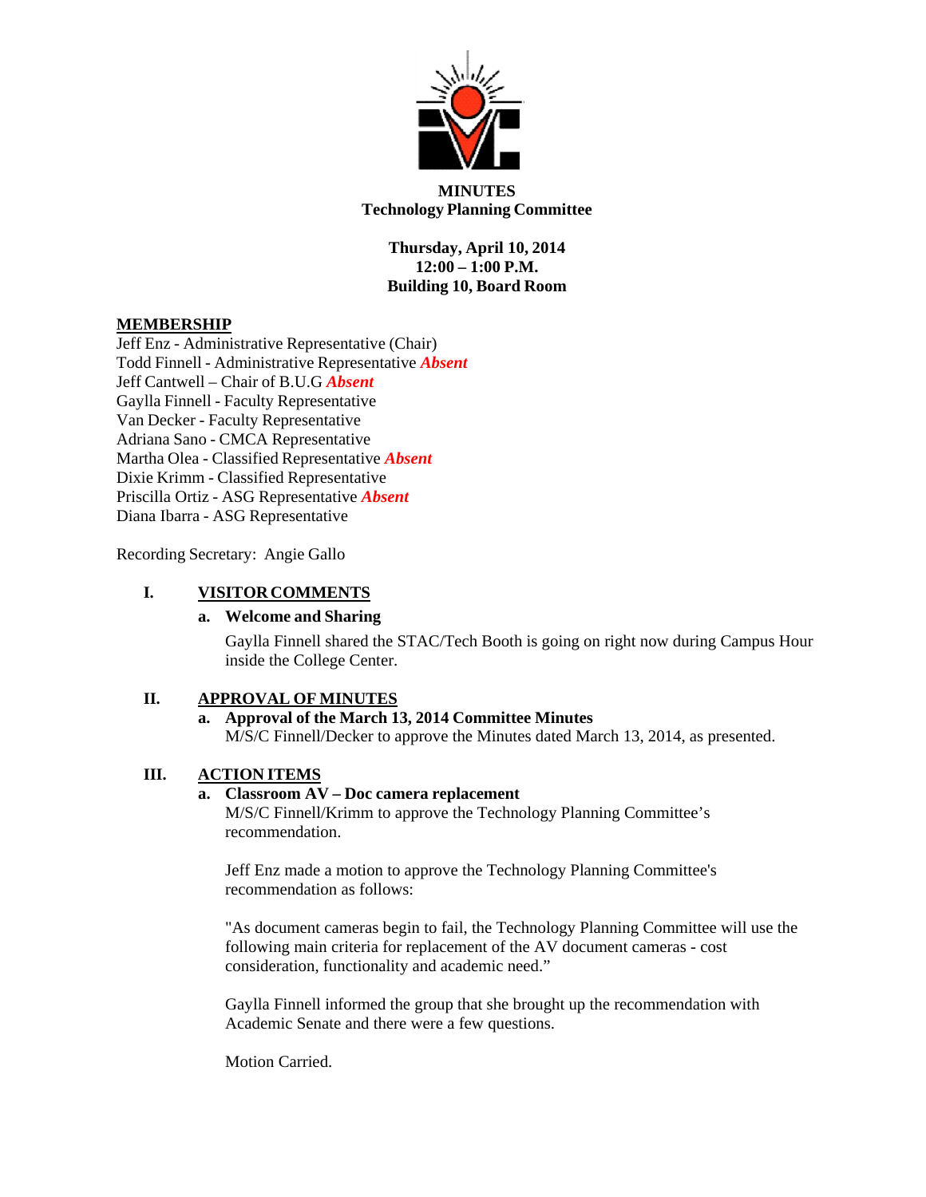**MINUTES**
**Technology Planning Committee**

**Thursday, April 10, 2014**
**12:00 – 1:00 P.M.**
**Building 10, Board Room**

## MEMBERSHIP

Jeff Enz - Administrative Representative (Chair)
Todd Finnell - Administrative Representative ***Absent***
Jeff Cantwell – Chair of B.U.G ***Absent***
Gaylla Finnell - Faculty Representative
Van Decker - Faculty Representative
Adriana Sano - CMCA Representative
Martha Olea - Classified Representative ***Absent***
Dixie Krimm - Classified Representative
Priscilla Ortiz - ASG Representative ***Absent***
Diana Ibarra - ASG Representative

Recording Secretary: Angie Gallo

## I. VISITOR COMMENTS

**a. Welcome and Sharing**

Gaylla Finnell shared the STAC/Tech Booth is going on right now during Campus Hour inside the College Center.

## II. APPROVAL OF MINUTES

**a. Approval of the March 13, 2014 Committee Minutes**
M/S/C Finnell/Decker to approve the Minutes dated March 13, 2014, as presented.

## III. ACTION ITEMS

**a. Classroom AV – Doc camera replacement**
M/S/C Finnell/Krimm to approve the Technology Planning Committee's recommendation.

Jeff Enz made a motion to approve the Technology Planning Committee's recommendation as follows:

"As document cameras begin to fail, the Technology Planning Committee will use the following main criteria for replacement of the AV document cameras - cost consideration, functionality and academic need."

Gaylla Finnell informed the group that she brought up the recommendation with Academic Senate and there were a few questions.

Motion Carried.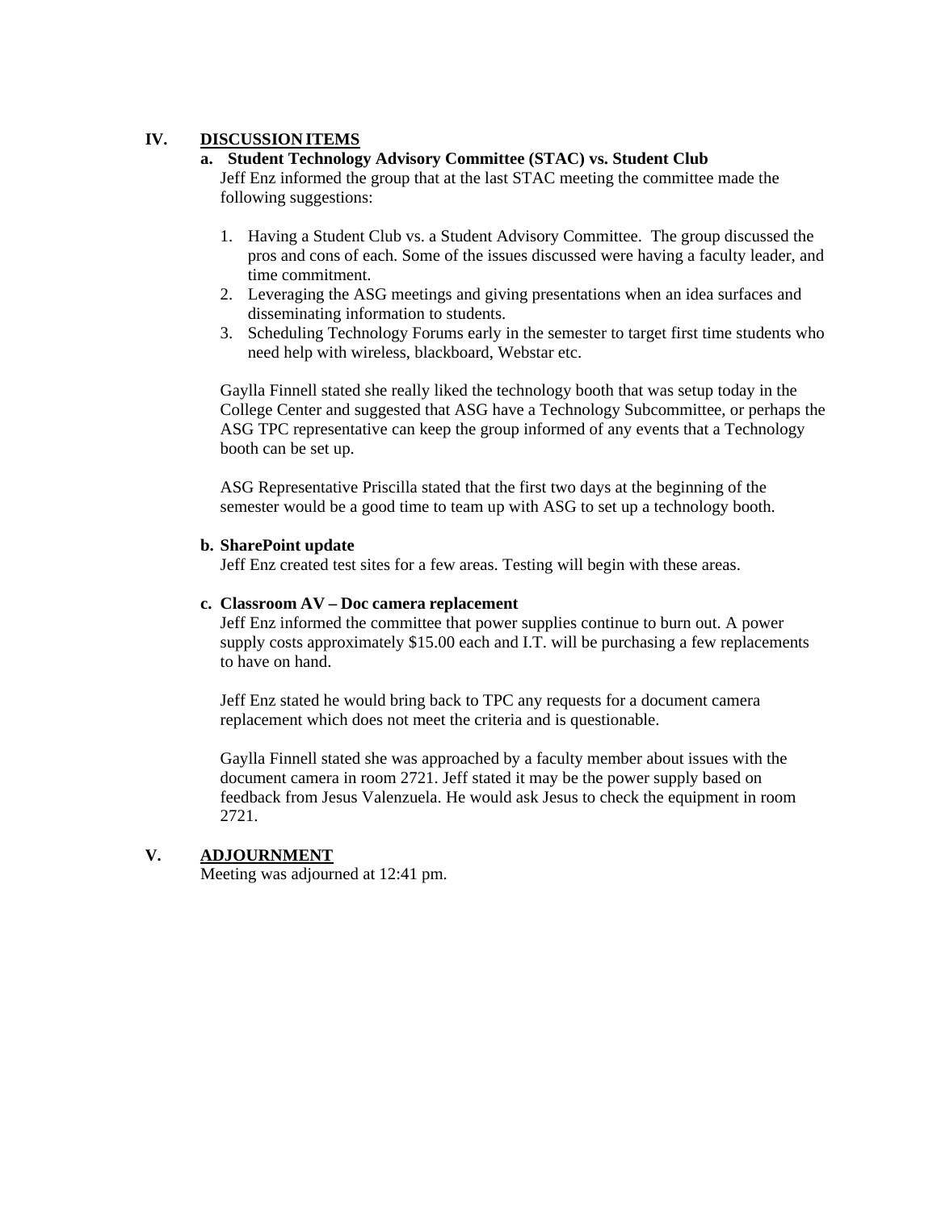## IV. DISCUSSION ITEMS

**a. Student Technology Advisory Committee (STAC) vs. Student Club**

Jeff Enz informed the group that at the last STAC meeting the committee made the following suggestions:

1. Having a Student Club vs. a Student Advisory Committee. The group discussed the pros and cons of each. Some of the issues discussed were having a faculty leader, and time commitment.
2. Leveraging the ASG meetings and giving presentations when an idea surfaces and disseminating information to students.
3. Scheduling Technology Forums early in the semester to target first time students who need help with wireless, blackboard, Webstar etc.

Gaylla Finnell stated she really liked the technology booth that was setup today in the College Center and suggested that ASG have a Technology Subcommittee, or perhaps the ASG TPC representative can keep the group informed of any events that a Technology booth can be set up.

ASG Representative Priscilla stated that the first two days at the beginning of the semester would be a good time to team up with ASG to set up a technology booth.

**b. SharePoint update**

Jeff Enz created test sites for a few areas. Testing will begin with these areas.

**c. Classroom AV – Doc camera replacement**

Jeff Enz informed the committee that power supplies continue to burn out. A power supply costs approximately $15.00 each and I.T. will be purchasing a few replacements to have on hand.

Jeff Enz stated he would bring back to TPC any requests for a document camera replacement which does not meet the criteria and is questionable.

Gaylla Finnell stated she was approached by a faculty member about issues with the document camera in room 2721. Jeff stated it may be the power supply based on feedback from Jesus Valenzuela. He would ask Jesus to check the equipment in room 2721.

## V. ADJOURNMENT

Meeting was adjourned at 12:41 pm.